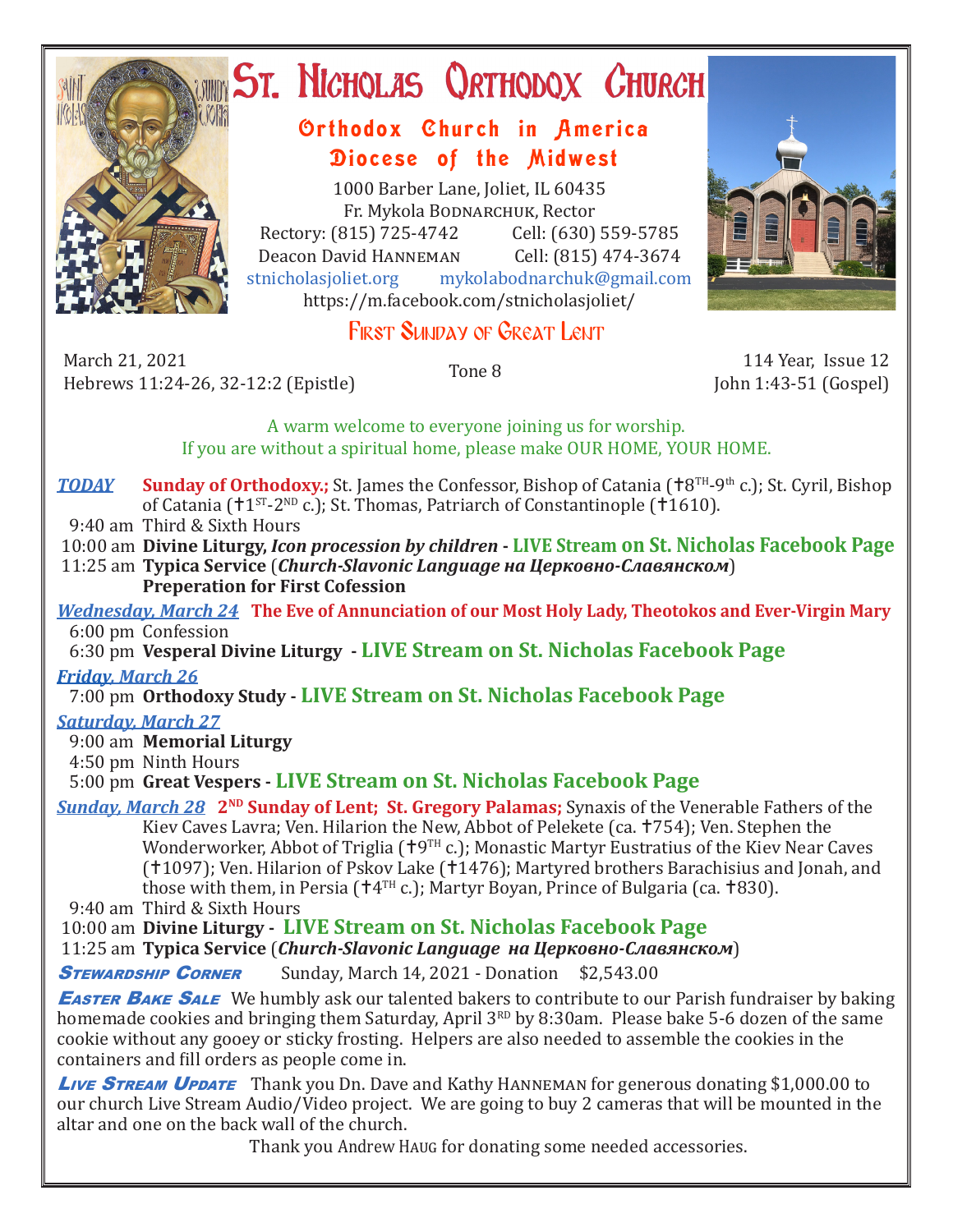# St. Nicholas Orthodox Church

## Orthodox Church in America
## Diocese of the Midwest

1000 Barber Lane, Joliet, IL 60435
Fr. Mykola Bodnarchuk, Rector
Rectory: (815) 725-4742 Cell: (630) 559-5785
Deacon David Hanneman Cell: (815) 474-3674
stnicholasjoliet.org mykolabodnarchuk@gmail.com
https://m.facebook.com/stnicholasjoliet/

## First Sunday of Great Lent

March 21, 2021
Hebrews 11:24-26, 32-12:2 (Epistle)

Tone 8

114 Year, Issue 12
John 1:43-51 (Gospel)

A warm welcome to everyone joining us for worship.
If you are without a spiritual home, please make OUR HOME, YOUR HOME.

***TODAY*** **Sunday of Orthodoxy.;** St. James the Confessor, Bishop of Catania (✝8TH-9th c.); St. Cyril, Bishop of Catania (✝1ST-2ND c.); St. Thomas, Patriarch of Constantinople (✝1610).

9:40 am Third & Sixth Hours
10:00 am **Divine Liturgy,** ***Icon procession by children*** **- LIVE Stream on St. Nicholas Facebook Page**
11:25 am **Typica Service** (***Church-Slavonic Language на Церковно-Славянском***)
**Preperation for First Cofession**

***Wednesday, March 24*** **The Eve of Annunciation of our Most Holy Lady, Theotokos and Ever-Virgin Mary**
6:00 pm Confession
6:30 pm **Vesperal Divine Liturgy - LIVE Stream on St. Nicholas Facebook Page**

***Friday, March 26***
7:00 pm **Orthodoxy Study - LIVE Stream on St. Nicholas Facebook Page**

***Saturday, March 27***
9:00 am **Memorial Liturgy**
4:50 pm Ninth Hours
5:00 pm **Great Vespers - LIVE Stream on St. Nicholas Facebook Page**

***Sunday, March 28*** **2ND Sunday of Lent; St. Gregory Palamas;** Synaxis of the Venerable Fathers of the Kiev Caves Lavra; Ven. Hilarion the New, Abbot of Pelekete (ca. ✝754); Ven. Stephen the Wonderworker, Abbot of Triglia (✝9TH c.); Monastic Martyr Eustratius of the Kiev Near Caves (✝1097); Ven. Hilarion of Pskov Lake (✝1476); Martyred brothers Barachisius and Jonah, and those with them, in Persia (✝4TH c.); Martyr Boyan, Prince of Bulgaria (ca. ✝830).

9:40 am Third & Sixth Hours
10:00 am **Divine Liturgy - LIVE Stream on St. Nicholas Facebook Page**
11:25 am **Typica Service** (***Church-Slavonic Language на Церковно-Славянском***)

***Stewardship Corner*** Sunday, March 14, 2021 - Donation $2,543.00

***Easter Bake Sale*** We humbly ask our talented bakers to contribute to our Parish fundraiser by baking homemade cookies and bringing them Saturday, April 3RD by 8:30am. Please bake 5-6 dozen of the same cookie without any gooey or sticky frosting. Helpers are also needed to assemble the cookies in the containers and fill orders as people come in.

***Live Stream Update*** Thank you Dn. Dave and Kathy Hanneman for generous donating $1,000.00 to our church Live Stream Audio/Video project. We are going to buy 2 cameras that will be mounted in the altar and one on the back wall of the church.

Thank you Andrew Haug for donating some needed accessories.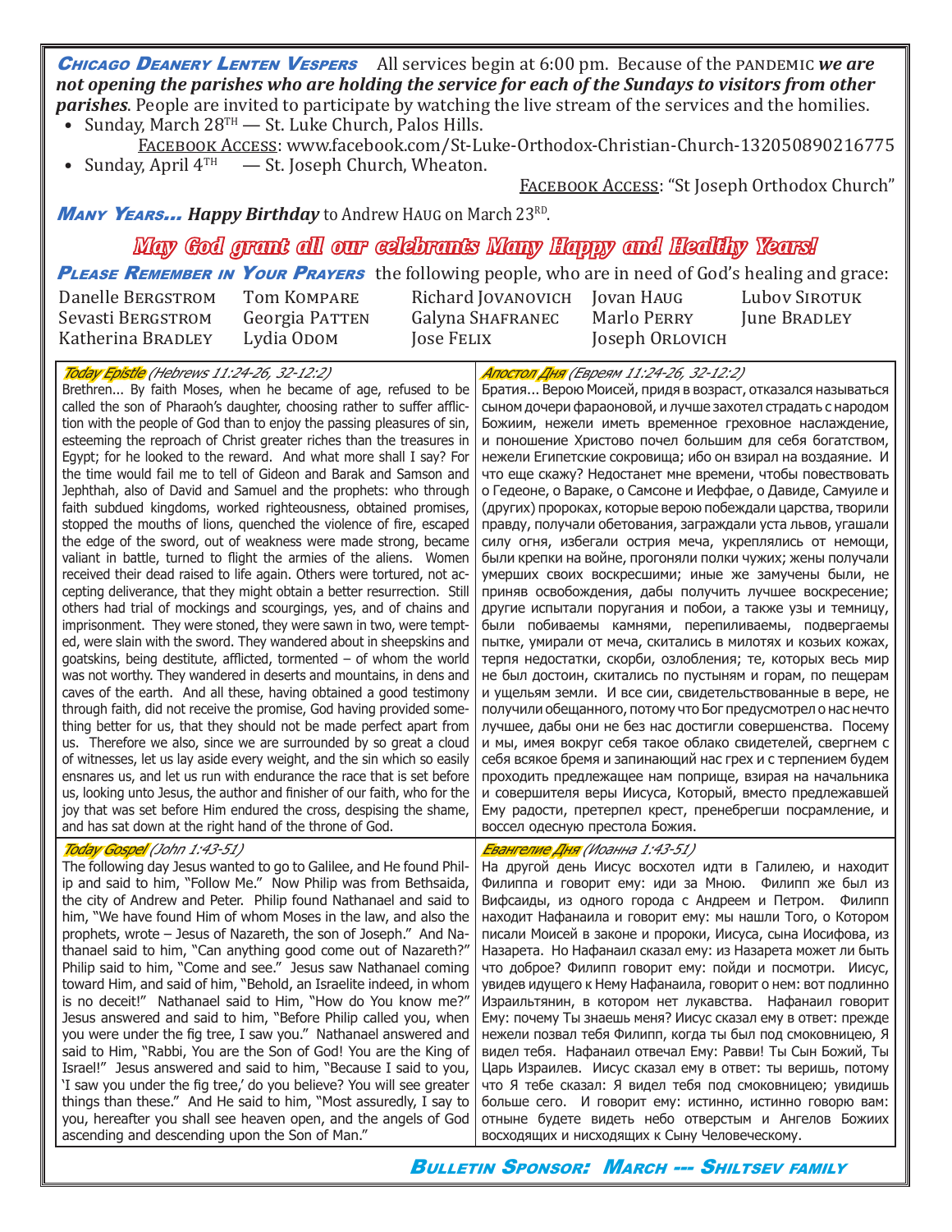**CHICAGO DEANERY LENTEN VESPERS** All services begin at 6:00 pm. Because of the PANDEMIC ***we are not opening the parishes who are holding the service for each of the Sundays to visitors from other parishes***. People are invited to participate by watching the live stream of the services and the homilies.

- Sunday, March 28TH — St. Luke Church, Palos Hills.
  FACEBOOK ACCESS: www.facebook.com/St-Luke-Orthodox-Christian-Church-132050890216775
- Sunday, April 4TH — St. Joseph Church, Wheaton.
  FACEBOOK ACCESS: “St Joseph Orthodox Church”

**MANY YEARS...** ***Happy Birthday*** to Andrew HAUG on March 23RD.

## *May God grant all our celebrants Many Happy and Healthy Years!*

**PLEASE REMEMBER IN YOUR PRAYERS** the following people, who are in need of God’s healing and grace:

| | | | | |
|---|---|---|---|---|
| Danelle BERGSTROM | Tom KOMPARE | Richard JOVANOVICH | Jovan HAUG | Lubov SIROTUK |
| Sevasti BERGSTROM | Georgia PATTEN | Galyna SHAFRANEC | Marlo PERRY | June BRADLEY |
| Katherina BRADLEY | Lydia ODOM | Jose FELIX | Joseph ORLOVICH | |

*Today Epistle (Hebrews 11:24-26, 32-12:2)*

Brethren... By faith Moses, when he became of age, refused to be called the son of Pharaoh’s daughter, choosing rather to suffer affliction with the people of God than to enjoy the passing pleasures of sin, esteeming the reproach of Christ greater riches than the treasures in Egypt; for he looked to the reward. And what more shall I say? For the time would fail me to tell of Gideon and Barak and Samson and Jephthah, also of David and Samuel and the prophets: who through faith subdued kingdoms, worked righteousness, obtained promises, stopped the mouths of lions, quenched the violence of fire, escaped the edge of the sword, out of weakness were made strong, became valiant in battle, turned to flight the armies of the aliens. Women received their dead raised to life again. Others were tortured, not accepting deliverance, that they might obtain a better resurrection. Still others had trial of mockings and scourgings, yes, and of chains and imprisonment. They were stoned, they were sawn in two, were tempted, were slain with the sword. They wandered about in sheepskins and goatskins, being destitute, afflicted, tormented – of whom the world was not worthy. They wandered in deserts and mountains, in dens and caves of the earth. And all these, having obtained a good testimony through faith, did not receive the promise, God having provided something better for us, that they should not be made perfect apart from us. Therefore we also, since we are surrounded by so great a cloud of witnesses, let us lay aside every weight, and the sin which so easily ensnares us, and let us run with endurance the race that is set before us, looking unto Jesus, the author and finisher of our faith, who for the joy that was set before Him endured the cross, despising the shame, and has sat down at the right hand of the throne of God.

*Апостол Дня (Евреям 11:24-26, 32-12:2)*

Братия... Верою Моисей, придя в возраст, отказался называться сыном дочери фараоновой, и лучше захотел страдать с народом Божиим, нежели иметь временное греховное наслаждение, и поношение Христово почел большим для себя богатством, нежели Египетские сокровища; ибо он взирал на воздаяние. И что еще скажу? Недостанет мне времени, чтобы повествовать о Гедеоне, о Вараке, о Самсоне и Иеффае, о Давиде, Самуиле и (других) пророках, которые верою побеждали царства, творили правду, получали обетования, заграждали уста львов, угашали силу огня, избегали острия меча, укреплялись от немощи, были крепки на войне, прогоняли полки чужих; жены получали умерших своих воскресшими; иные же замучены были, не приняв освобождения, дабы получить лучшее воскресение; другие испытали поругания и побои, а также узы и темницу, были побиваемы камнями, перепиливаемы, подвергаемы пытке, умирали от меча, скитались в милотях и козьих кожах, терпя недостатки, скорби, озлобления; те, которых весь мир не был достоин, скитались по пустыням и горам, по пещерам и ущельям земли. И все сии, свидетельствованные в вере, не получили обещанного, потому что Бог предусмотрел о нас нечто лучшее, дабы они не без нас достигли совершенства. Посему и мы, имея вокруг себя такое облако свидетелей, свергнем с себя всякое бремя и запинающий нас грех и с терпением будем проходить предлежащее нам поприще, взирая на начальника и совершителя веры Иисуса, Который, вместо предлежавшей Ему радости, претерпел крест, пренебрегши посрамление, и воссел одесную престола Божия.

*Today Gospel (John 1:43-51)*

The following day Jesus wanted to go to Galilee, and He found Philip and said to him, “Follow Me.” Now Philip was from Bethsaida, the city of Andrew and Peter. Philip found Nathanael and said to him, “We have found Him of whom Moses in the law, and also the prophets, wrote – Jesus of Nazareth, the son of Joseph.” And Nathanael said to him, “Can anything good come out of Nazareth?” Philip said to him, “Come and see.” Jesus saw Nathanael coming toward Him, and said of him, “Behold, an Israelite indeed, in whom is no deceit!” Nathanael said to Him, “How do You know me?” Jesus answered and said to him, “Before Philip called you, when you were under the fig tree, I saw you.” Nathanael answered and said to Him, “Rabbi, You are the Son of God! You are the King of Israel!” Jesus answered and said to him, “Because I said to you, ‘I saw you under the fig tree,’ do you believe? You will see greater things than these.” And He said to him, “Most assuredly, I say to you, hereafter you shall see heaven open, and the angels of God ascending and descending upon the Son of Man.”

*Евангелие Дня (Иоанна 1:43-51)*

На другой день Иисус восхотел идти в Галилею, и находит Филиппа и говорит ему: иди за Мною. Филипп же был из Вифсаиды, из одного города с Андреем и Петром. Филипп находит Нафанаила и говорит ему: мы нашли Того, о Котором писали Моисей в законе и пророки, Иисуса, сына Иосифова, из Назарета. Но Нафанаил сказал ему: из Назарета может ли быть что доброе? Филипп говорит ему: пойди и посмотри. Иисус, увидев идущего к Нему Нафанаила, говорит о нем: вот подлинно Израильтянин, в котором нет лукавства. Нафанаил говорит Ему: почему Ты знаешь меня? Иисус сказал ему в ответ: прежде нежели позвал тебя Филипп, когда ты был под смоковницею, Я видел тебя. Нафанаил отвечал Ему: Равви! Ты Сын Божий, Ты Царь Израилев. Иисус сказал ему в ответ: ты веришь, потому что Я тебе сказал: Я видел тебя под смоковницею; увидишь больше сего. И говорит ему: истинно, истинно говорю вам: отныне будете видеть небо отверстым и Ангелов Божиих восходящих и нисходящих к Сыну Человеческому.

**BULLETIN SPONSOR: MARCH --- SHILTSEV FAMILY**